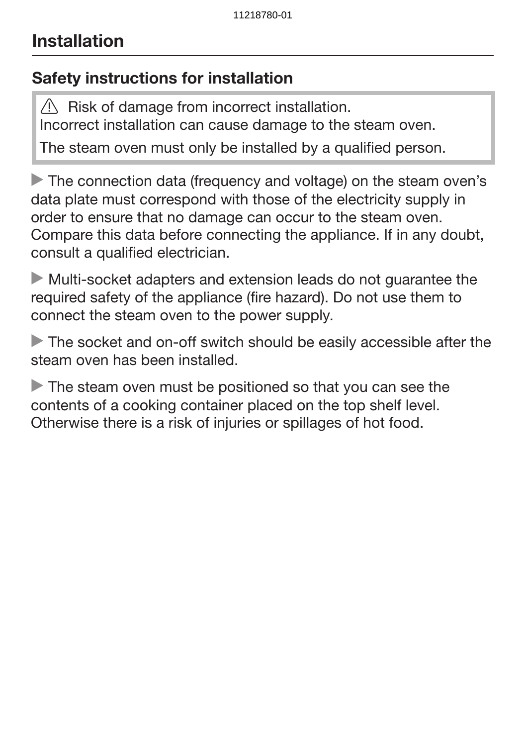# Installation

## Safety instructions for installation

> ⚠ Risk of damage from incorrect installation.
> Incorrect installation can cause damage to the steam oven.
>
> The steam oven must only be installed by a qualified person.

▶ The connection data (frequency and voltage) on the steam oven’s data plate must correspond with those of the electricity supply in order to ensure that no damage can occur to the steam oven. Compare this data before connecting the appliance. If in any doubt, consult a qualified electrician.

▶ Multi-socket adapters and extension leads do not guarantee the required safety of the appliance (fire hazard). Do not use them to connect the steam oven to the power supply.

▶ The socket and on-off switch should be easily accessible after the steam oven has been installed.

▶ The steam oven must be positioned so that you can see the contents of a cooking container placed on the top shelf level. Otherwise there is a risk of injuries or spillages of hot food.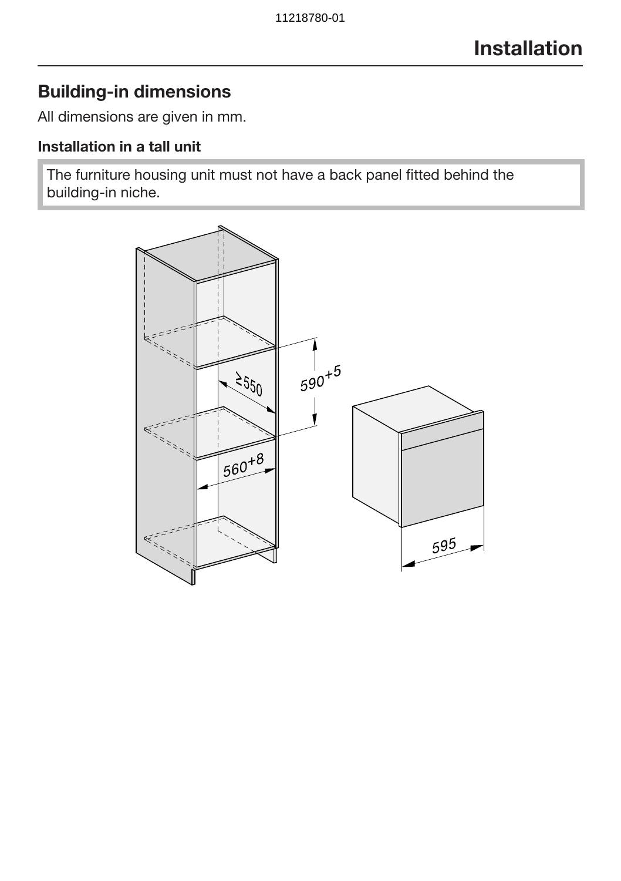# Installation

## Building-in dimensions

All dimensions are given in mm.

### Installation in a tall unit

> The furniture housing unit must not have a back panel fitted behind the building-in niche.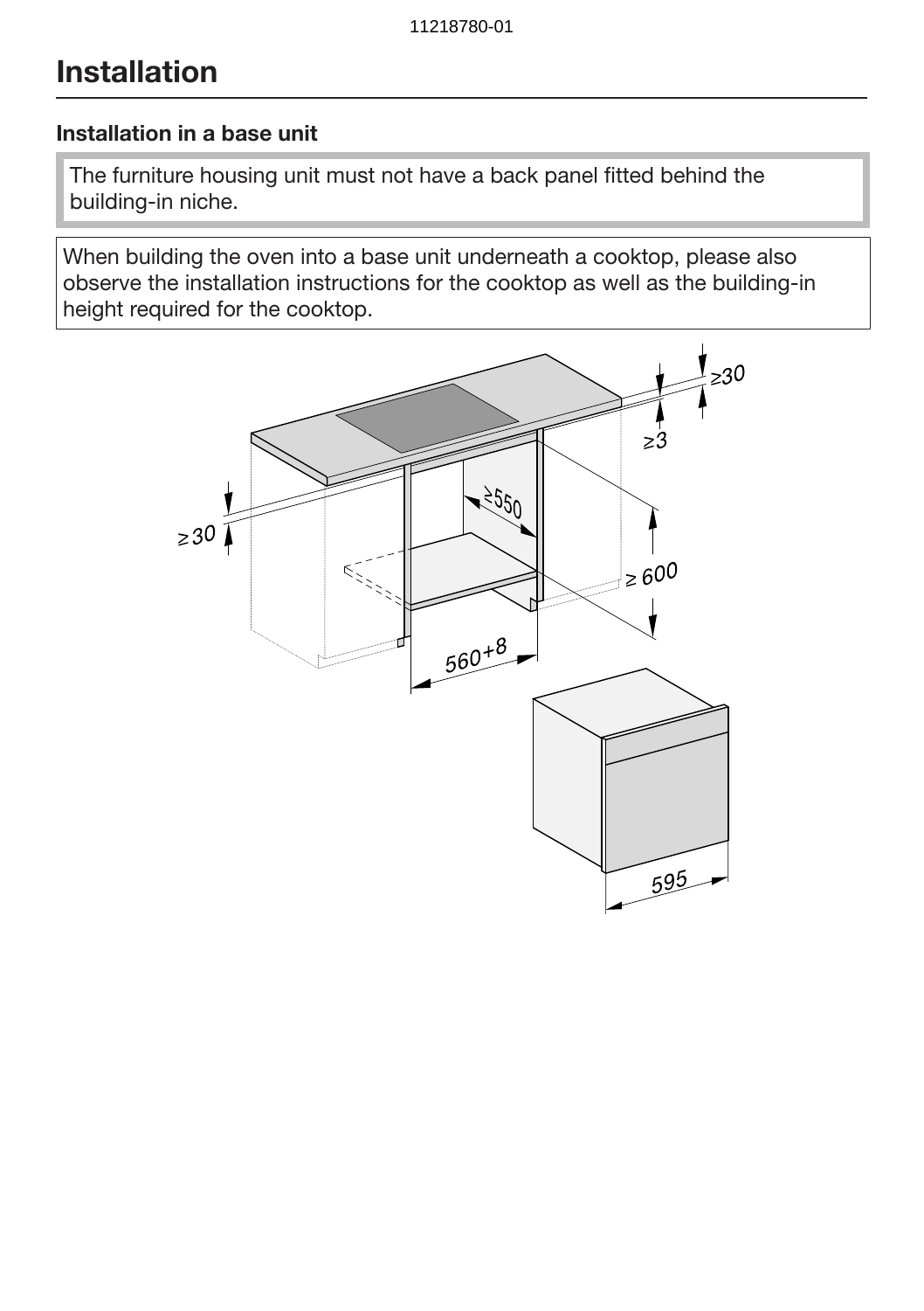# Installation

### Installation in a base unit

The furniture housing unit must not have a back panel fitted behind the building-in niche.

When building the oven into a base unit underneath a cooktop, please also observe the installation instructions for the cooktop as well as the building-in height required for the cooktop.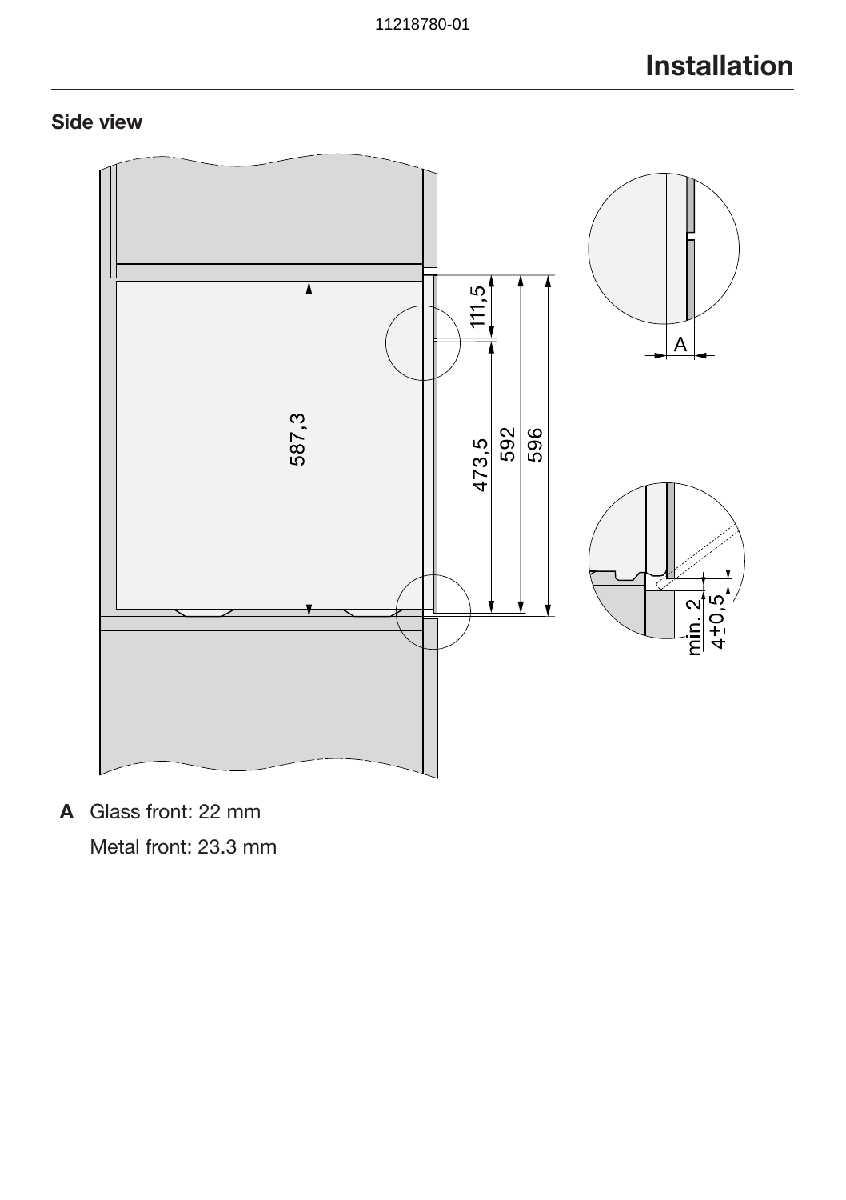# Installation

## Side view

111,5

587,3

473,5

592

596

A

min. 2

4±0,5

**A** Glass front: 22 mm

Metal front: 23.3 mm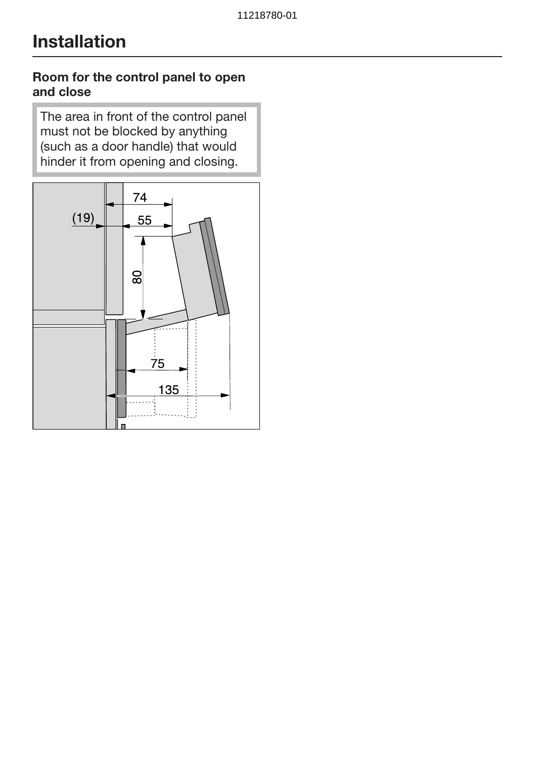# Installation

### Room for the control panel to open and close

> The area in front of the control panel must not be blocked by anything (such as a door handle) that would hinder it from opening and closing.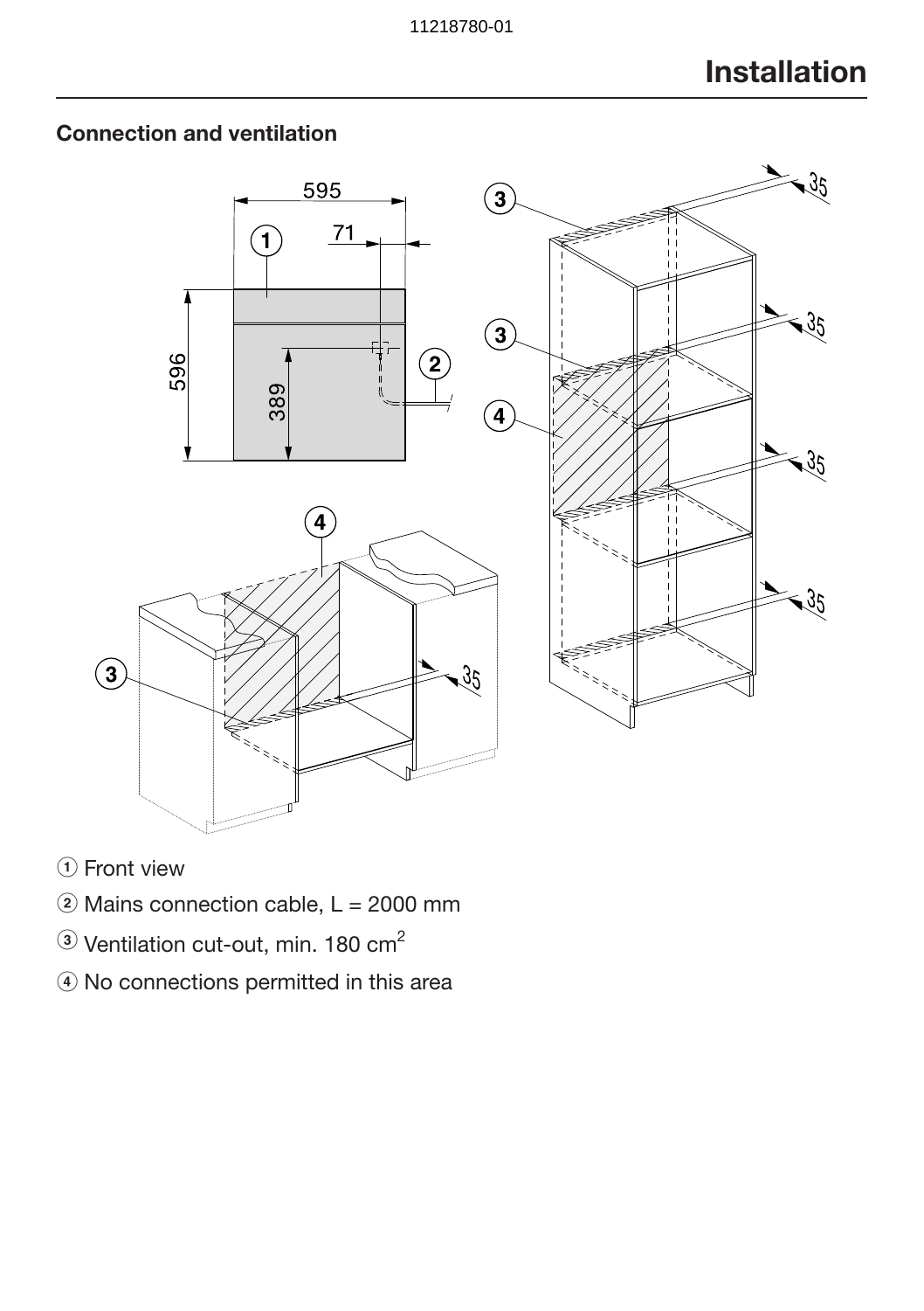# Installation

## Connection and ventilation

① Front view

② Mains connection cable, L = 2000 mm

③ Ventilation cut-out, min. 180 $cm^2$

④ No connections permitted in this area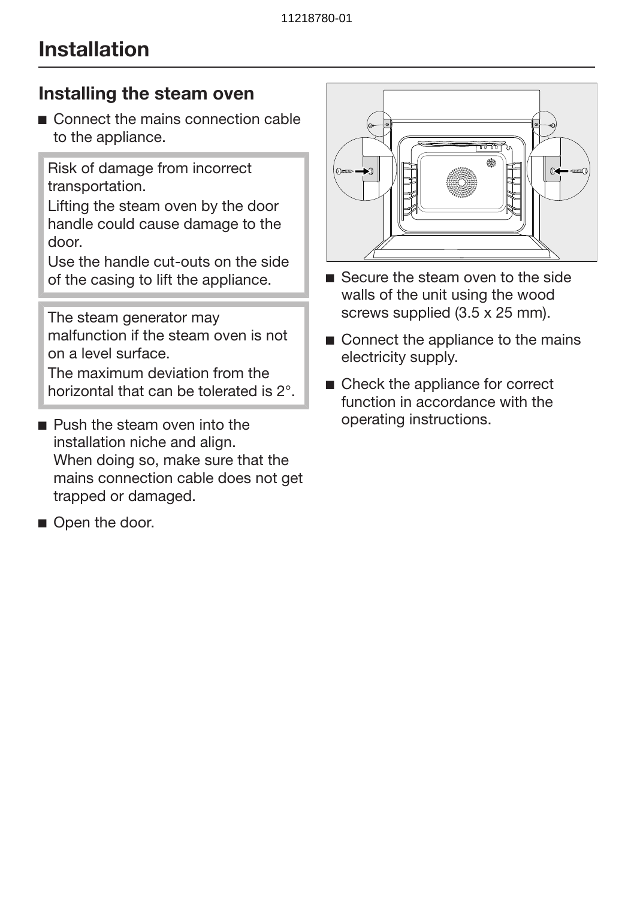# Installation

## Installing the steam oven

- Connect the mains connection cable to the appliance.

> Risk of damage from incorrect transportation.
> Lifting the steam oven by the door handle could cause damage to the door.
> Use the handle cut-outs on the side of the casing to lift the appliance.

> The steam generator may malfunction if the steam oven is not on a level surface.
> The maximum deviation from the horizontal that can be tolerated is 2°.

- Push the steam oven into the installation niche and align.
  When doing so, make sure that the mains connection cable does not get trapped or damaged.
- Open the door.
- Secure the steam oven to the side walls of the unit using the wood screws supplied (3.5 x 25 mm).
- Connect the appliance to the mains electricity supply.
- Check the appliance for correct function in accordance with the operating instructions.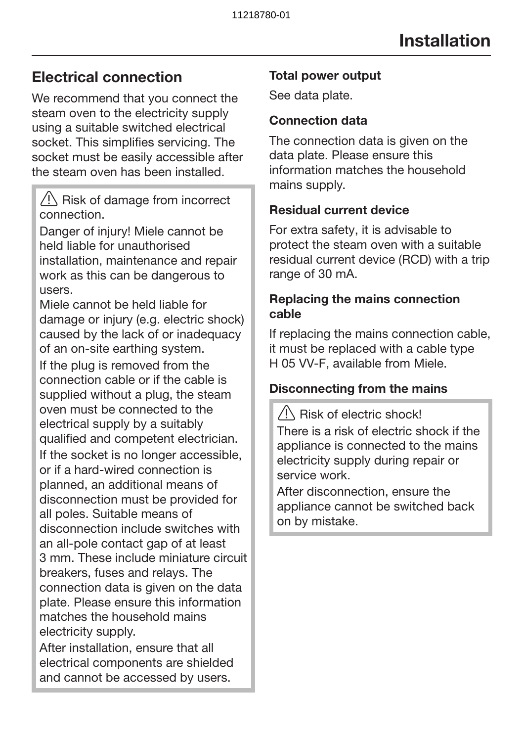# Installation

## Electrical connection

We recommend that you connect the steam oven to the electricity supply using a suitable switched electrical socket. This simplifies servicing. The socket must be easily accessible after the steam oven has been installed.

> ⚠ Risk of damage from incorrect connection.
> Danger of injury! Miele cannot be held liable for unauthorised installation, maintenance and repair work as this can be dangerous to users.
> Miele cannot be held liable for damage or injury (e.g. electric shock) caused by the lack of or inadequacy of an on-site earthing system.
> If the plug is removed from the connection cable or if the cable is supplied without a plug, the steam oven must be connected to the electrical supply by a suitably qualified and competent electrician.
> If the socket is no longer accessible, or if a hard-wired connection is planned, an additional means of disconnection must be provided for all poles. Suitable means of disconnection include switches with an all-pole contact gap of at least 3 mm. These include miniature circuit breakers, fuses and relays. The connection data is given on the data plate. Please ensure this information matches the household mains electricity supply.
> After installation, ensure that all electrical components are shielded and cannot be accessed by users.

**Total power output**

See data plate.

**Connection data**

The connection data is given on the data plate. Please ensure this information matches the household mains supply.

**Residual current device**

For extra safety, it is advisable to protect the steam oven with a suitable residual current device (RCD) with a trip range of 30 mA.

**Replacing the mains connection cable**

If replacing the mains connection cable, it must be replaced with a cable type H 05 VV-F, available from Miele.

**Disconnecting from the mains**

> ⚠ Risk of electric shock!
> There is a risk of electric shock if the appliance is connected to the mains electricity supply during repair or service work.
> After disconnection, ensure the appliance cannot be switched back on by mistake.